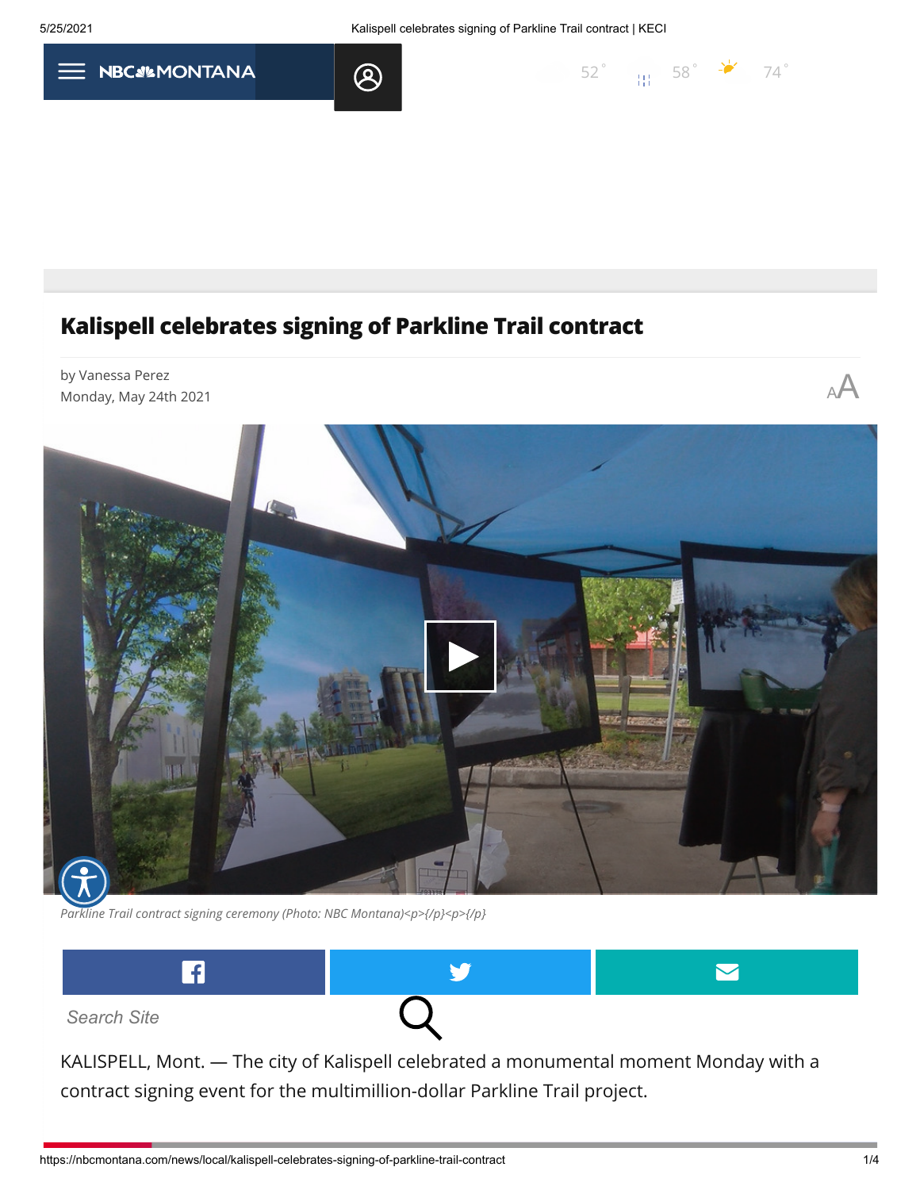# Kalispell celebrates signing of Parkline Trail contract

by Vanessa Perez
Monday, May 24th 2021

*Parkline Trail contract signing ceremony (Photo: NBC Montana)<p>{/p}<p>{/p}*

KALISPELL, Mont. — The city of Kalispell celebrated a monumental moment Monday with a contract signing event for the multimillion-dollar Parkline Trail project.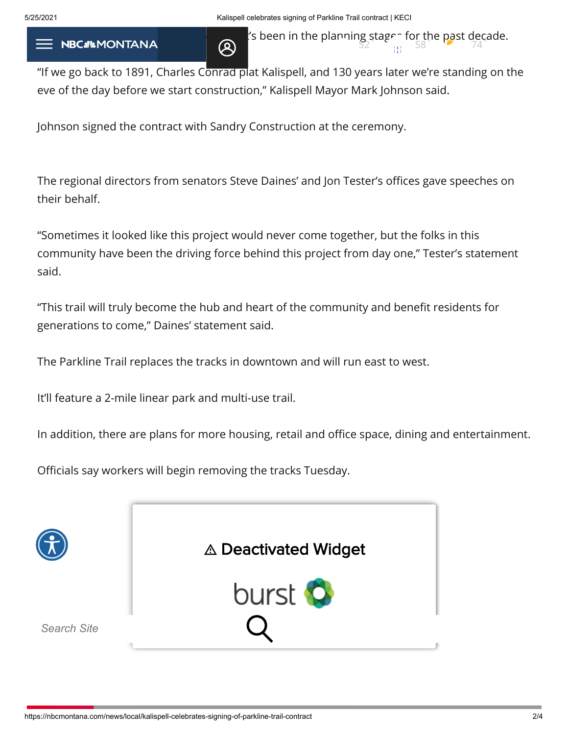's been in the planning stage for the past decade.

"If we go back to 1891, Charles Conrad plat Kalispell, and 130 years later we're standing on the eve of the day before we start construction," Kalispell Mayor Mark Johnson said.

Johnson signed the contract with Sandry Construction at the ceremony.

The regional directors from senators Steve Daines' and Jon Tester's offices gave speeches on their behalf.

"Sometimes it looked like this project would never come together, but the folks in this community have been the driving force behind this project from day one," Tester's statement said.

"This trail will truly become the hub and heart of the community and benefit residents for generations to come," Daines' statement said.

The Parkline Trail replaces the tracks in downtown and will run east to west.

It'll feature a 2-mile linear park and multi-use trail.

In addition, there are plans for more housing, retail and office space, dining and entertainment.

Officials say workers will begin removing the tracks Tuesday.